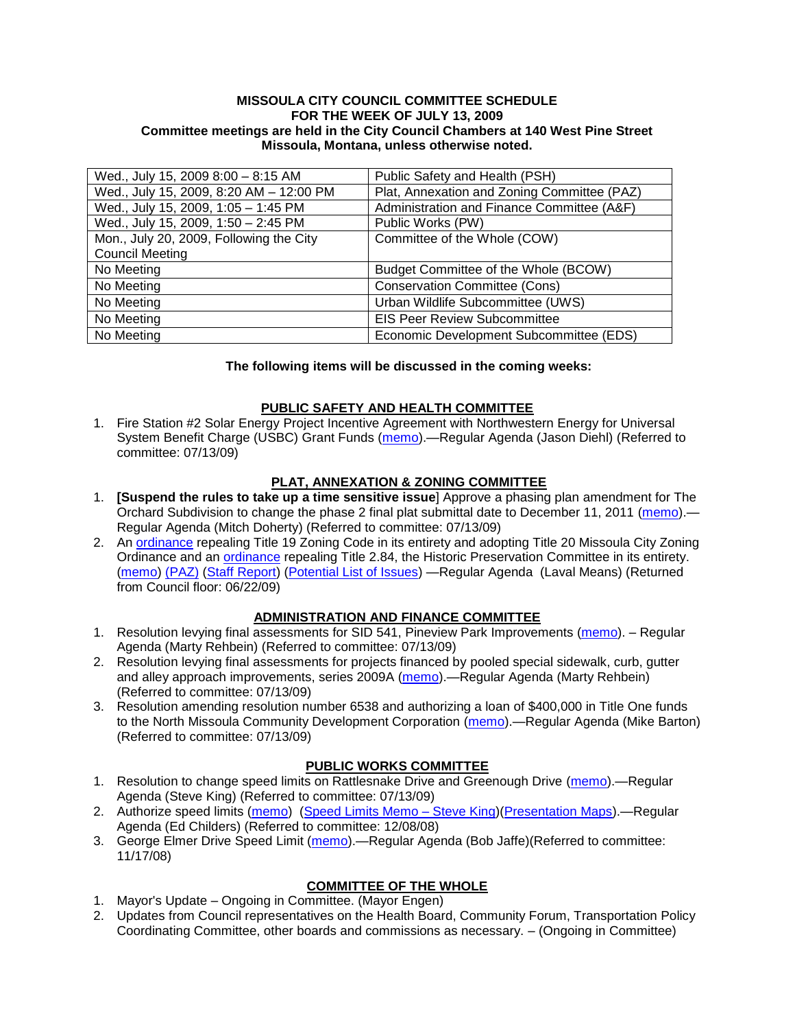**MISSOULA CITY COUNCIL COMMITTEE SCHEDULE**
**FOR THE WEEK OF JULY 13, 2009**
**Committee meetings are held in the City Council Chambers at 140 West Pine Street**
**Missoula, Montana, unless otherwise noted.**

| | |
|---|---|
| Wed., July 15, 2009 8:00 – 8:15 AM | Public Safety and Health (PSH) |
| Wed., July 15, 2009, 8:20 AM – 12:00 PM | Plat, Annexation and Zoning Committee (PAZ) |
| Wed., July 15, 2009, 1:05 – 1:45 PM | Administration and Finance Committee (A&F) |
| Wed., July 15, 2009, 1:50 – 2:45 PM | Public Works (PW) |
| Mon., July 20, 2009, Following the City Council Meeting | Committee of the Whole (COW) |
| No Meeting | Budget Committee of the Whole (BCOW) |
| No Meeting | Conservation Committee (Cons) |
| No Meeting | Urban Wildlife Subcommittee (UWS) |
| No Meeting | EIS Peer Review Subcommittee |
| No Meeting | Economic Development Subcommittee (EDS) |

**The following items will be discussed in the coming weeks:**

## PUBLIC SAFETY AND HEALTH COMMITTEE

1. Fire Station #2 Solar Energy Project Incentive Agreement with Northwestern Energy for Universal System Benefit Charge (USBC) Grant Funds (memo).—Regular Agenda (Jason Diehl) (Referred to committee: 07/13/09)

## PLAT, ANNEXATION & ZONING COMMITTEE

1. **[Suspend the rules to take up a time sensitive issue**] Approve a phasing plan amendment for The Orchard Subdivision to change the phase 2 final plat submittal date to December 11, 2011 (memo).—Regular Agenda (Mitch Doherty) (Referred to committee: 07/13/09)
2. An ordinance repealing Title 19 Zoning Code in its entirety and adopting Title 20 Missoula City Zoning Ordinance and an ordinance repealing Title 2.84, the Historic Preservation Committee in its entirety. (memo) (PAZ) (Staff Report) (Potential List of Issues) —Regular Agenda (Laval Means) (Returned from Council floor: 06/22/09)

## ADMINISTRATION AND FINANCE COMMITTEE

1. Resolution levying final assessments for SID 541, Pineview Park Improvements (memo). – Regular Agenda (Marty Rehbein) (Referred to committee: 07/13/09)
2. Resolution levying final assessments for projects financed by pooled special sidewalk, curb, gutter and alley approach improvements, series 2009A (memo).—Regular Agenda (Marty Rehbein) (Referred to committee: 07/13/09)
3. Resolution amending resolution number 6538 and authorizing a loan of $400,000 in Title One funds to the North Missoula Community Development Corporation (memo).—Regular Agenda (Mike Barton) (Referred to committee: 07/13/09)

## PUBLIC WORKS COMMITTEE

1. Resolution to change speed limits on Rattlesnake Drive and Greenough Drive (memo).—Regular Agenda (Steve King) (Referred to committee: 07/13/09)
2. Authorize speed limits (memo) (Speed Limits Memo – Steve King)(Presentation Maps).—Regular Agenda (Ed Childers) (Referred to committee: 12/08/08)
3. George Elmer Drive Speed Limit (memo).—Regular Agenda (Bob Jaffe)(Referred to committee: 11/17/08)

## COMMITTEE OF THE WHOLE

1. Mayor's Update – Ongoing in Committee. (Mayor Engen)
2. Updates from Council representatives on the Health Board, Community Forum, Transportation Policy Coordinating Committee, other boards and commissions as necessary. – (Ongoing in Committee)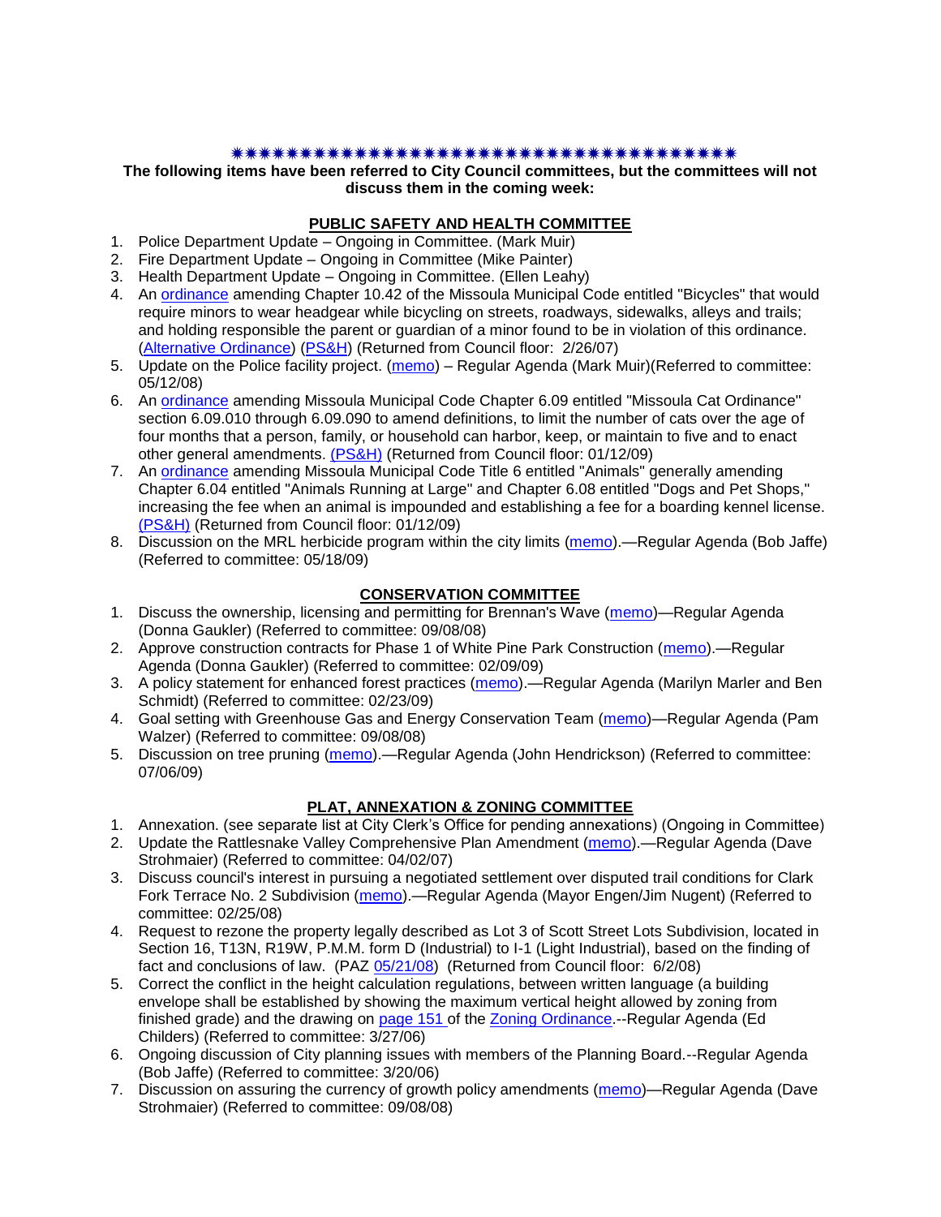✷✷✷✷✷✷✷✷✷✷✷✷✷✷✷✷✷✷✷✷✷✷✷✷✷✷✷✷✷✷✷✷✷✷✷✷✷✷✷✷✷

**The following items have been referred to City Council committees, but the committees will not discuss them in the coming week:**

## PUBLIC SAFETY AND HEALTH COMMITTEE

1. Police Department Update – Ongoing in Committee. (Mark Muir)
2. Fire Department Update – Ongoing in Committee (Mike Painter)
3. Health Department Update – Ongoing in Committee. (Ellen Leahy)
4. An ordinance amending Chapter 10.42 of the Missoula Municipal Code entitled "Bicycles" that would require minors to wear headgear while bicycling on streets, roadways, sidewalks, alleys and trails; and holding responsible the parent or guardian of a minor found to be in violation of this ordinance. (Alternative Ordinance) (PS&H) (Returned from Council floor: 2/26/07)
5. Update on the Police facility project. (memo) – Regular Agenda (Mark Muir)(Referred to committee: 05/12/08)
6. An ordinance amending Missoula Municipal Code Chapter 6.09 entitled "Missoula Cat Ordinance" section 6.09.010 through 6.09.090 to amend definitions, to limit the number of cats over the age of four months that a person, family, or household can harbor, keep, or maintain to five and to enact other general amendments. (PS&H) (Returned from Council floor: 01/12/09)
7. An ordinance amending Missoula Municipal Code Title 6 entitled "Animals" generally amending Chapter 6.04 entitled "Animals Running at Large" and Chapter 6.08 entitled "Dogs and Pet Shops," increasing the fee when an animal is impounded and establishing a fee for a boarding kennel license. (PS&H) (Returned from Council floor: 01/12/09)
8. Discussion on the MRL herbicide program within the city limits (memo).—Regular Agenda (Bob Jaffe) (Referred to committee: 05/18/09)

## CONSERVATION COMMITTEE

1. Discuss the ownership, licensing and permitting for Brennan's Wave (memo)—Regular Agenda (Donna Gaukler) (Referred to committee: 09/08/08)
2. Approve construction contracts for Phase 1 of White Pine Park Construction (memo).—Regular Agenda (Donna Gaukler) (Referred to committee: 02/09/09)
3. A policy statement for enhanced forest practices (memo).—Regular Agenda (Marilyn Marler and Ben Schmidt) (Referred to committee: 02/23/09)
4. Goal setting with Greenhouse Gas and Energy Conservation Team (memo)—Regular Agenda (Pam Walzer) (Referred to committee: 09/08/08)
5. Discussion on tree pruning (memo).—Regular Agenda (John Hendrickson) (Referred to committee: 07/06/09)

## PLAT, ANNEXATION & ZONING COMMITTEE

1. Annexation. (see separate list at City Clerk's Office for pending annexations) (Ongoing in Committee)
2. Update the Rattlesnake Valley Comprehensive Plan Amendment (memo).—Regular Agenda (Dave Strohmaier) (Referred to committee: 04/02/07)
3. Discuss council's interest in pursuing a negotiated settlement over disputed trail conditions for Clark Fork Terrace No. 2 Subdivision (memo).—Regular Agenda (Mayor Engen/Jim Nugent) (Referred to committee: 02/25/08)
4. Request to rezone the property legally described as Lot 3 of Scott Street Lots Subdivision, located in Section 16, T13N, R19W, P.M.M. form D (Industrial) to I-1 (Light Industrial), based on the finding of fact and conclusions of law. (PAZ 05/21/08) (Returned from Council floor: 6/2/08)
5. Correct the conflict in the height calculation regulations, between written language (a building envelope shall be established by showing the maximum vertical height allowed by zoning from finished grade) and the drawing on page 151 of the Zoning Ordinance.--Regular Agenda (Ed Childers) (Referred to committee: 3/27/06)
6. Ongoing discussion of City planning issues with members of the Planning Board.--Regular Agenda (Bob Jaffe) (Referred to committee: 3/20/06)
7. Discussion on assuring the currency of growth policy amendments (memo)—Regular Agenda (Dave Strohmaier) (Referred to committee: 09/08/08)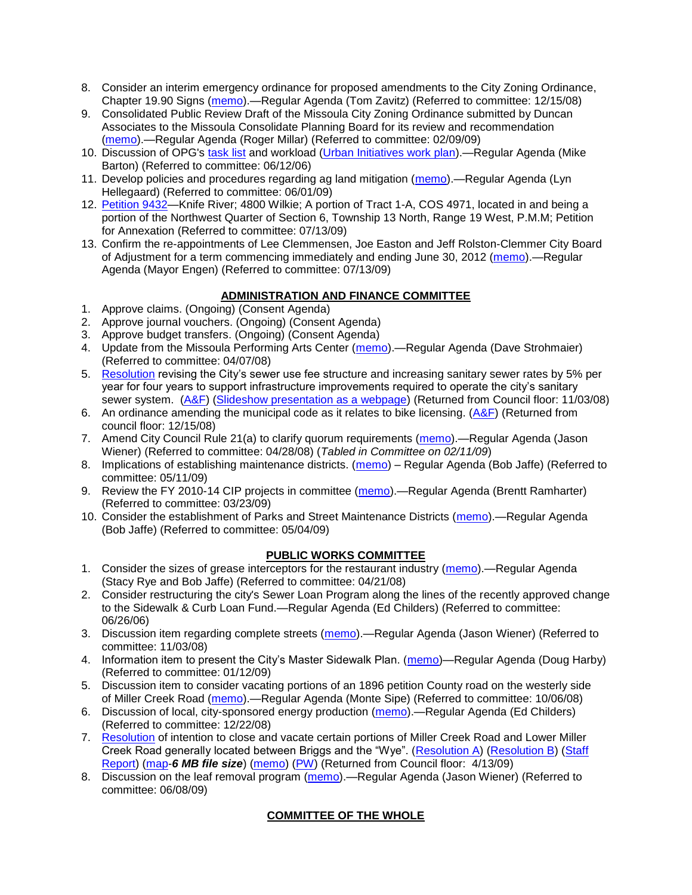8. Consider an interim emergency ordinance for proposed amendments to the City Zoning Ordinance, Chapter 19.90 Signs (memo).—Regular Agenda (Tom Zavitz) (Referred to committee: 12/15/08)
9. Consolidated Public Review Draft of the Missoula City Zoning Ordinance submitted by Duncan Associates to the Missoula Consolidate Planning Board for its review and recommendation (memo).—Regular Agenda (Roger Millar) (Referred to committee: 02/09/09)
10. Discussion of OPG's task list and workload (Urban Initiatives work plan).—Regular Agenda (Mike Barton) (Referred to committee: 06/12/06)
11. Develop policies and procedures regarding ag land mitigation (memo).—Regular Agenda (Lyn Hellegaard) (Referred to committee: 06/01/09)
12. Petition 9432—Knife River; 4800 Wilkie; A portion of Tract 1-A, COS 4971, located in and being a portion of the Northwest Quarter of Section 6, Township 13 North, Range 19 West, P.M.M; Petition for Annexation (Referred to committee: 07/13/09)
13. Confirm the re-appointments of Lee Clemmensen, Joe Easton and Jeff Rolston-Clemmer City Board of Adjustment for a term commencing immediately and ending June 30, 2012 (memo).—Regular Agenda (Mayor Engen) (Referred to committee: 07/13/09)

## ADMINISTRATION AND FINANCE COMMITTEE

1. Approve claims. (Ongoing) (Consent Agenda)
2. Approve journal vouchers. (Ongoing) (Consent Agenda)
3. Approve budget transfers. (Ongoing) (Consent Agenda)
4. Update from the Missoula Performing Arts Center (memo).—Regular Agenda (Dave Strohmaier) (Referred to committee: 04/07/08)
5. Resolution revising the City's sewer use fee structure and increasing sanitary sewer rates by 5% per year for four years to support infrastructure improvements required to operate the city's sanitary sewer system. (A&F) (Slideshow presentation as a webpage) (Returned from Council floor: 11/03/08)
6. An ordinance amending the municipal code as it relates to bike licensing. (A&F) (Returned from council floor: 12/15/08)
7. Amend City Council Rule 21(a) to clarify quorum requirements (memo).—Regular Agenda (Jason Wiener) (Referred to committee: 04/28/08) (*Tabled in Committee on 02/11/09*)
8. Implications of establishing maintenance districts. (memo) – Regular Agenda (Bob Jaffe) (Referred to committee: 05/11/09)
9. Review the FY 2010-14 CIP projects in committee (memo).—Regular Agenda (Brentt Ramharter) (Referred to committee: 03/23/09)
10. Consider the establishment of Parks and Street Maintenance Districts (memo).—Regular Agenda (Bob Jaffe) (Referred to committee: 05/04/09)

## PUBLIC WORKS COMMITTEE

1. Consider the sizes of grease interceptors for the restaurant industry (memo).—Regular Agenda (Stacy Rye and Bob Jaffe) (Referred to committee: 04/21/08)
2. Consider restructuring the city's Sewer Loan Program along the lines of the recently approved change to the Sidewalk & Curb Loan Fund.—Regular Agenda (Ed Childers) (Referred to committee: 06/26/06)
3. Discussion item regarding complete streets (memo).—Regular Agenda (Jason Wiener) (Referred to committee: 11/03/08)
4. Information item to present the City's Master Sidewalk Plan. (memo)—Regular Agenda (Doug Harby) (Referred to committee: 01/12/09)
5. Discussion item to consider vacating portions of an 1896 petition County road on the westerly side of Miller Creek Road (memo).—Regular Agenda (Monte Sipe) (Referred to committee: 10/06/08)
6. Discussion of local, city-sponsored energy production (memo).—Regular Agenda (Ed Childers) (Referred to committee: 12/22/08)
7. Resolution of intention to close and vacate certain portions of Miller Creek Road and Lower Miller Creek Road generally located between Briggs and the "Wye". (Resolution A) (Resolution B) (Staff Report) (map-***6 MB file size***) (memo) (PW) (Returned from Council floor: 4/13/09)
8. Discussion on the leaf removal program (memo).—Regular Agenda (Jason Wiener) (Referred to committee: 06/08/09)

## COMMITTEE OF THE WHOLE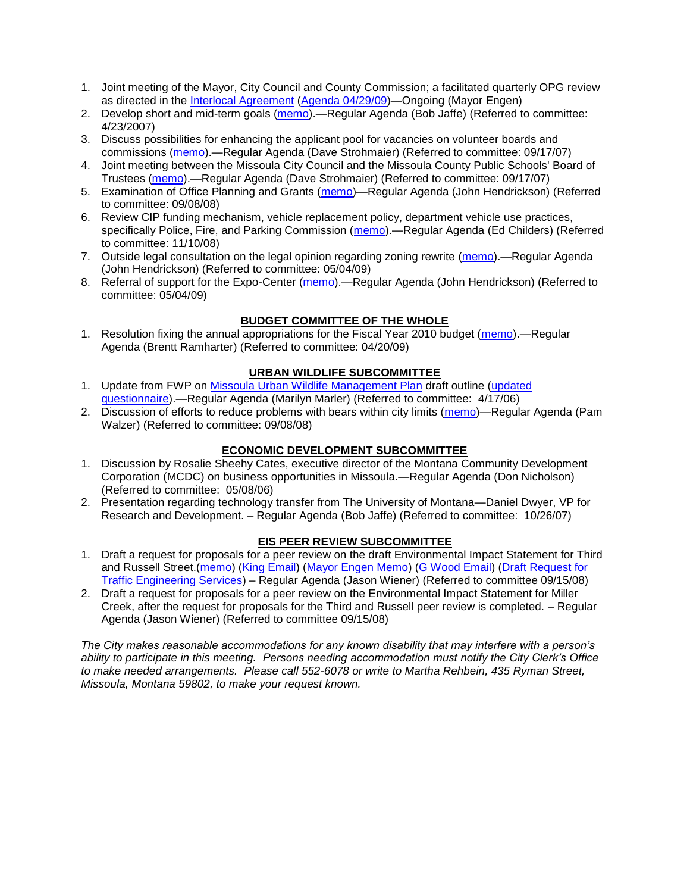1. Joint meeting of the Mayor, City Council and County Commission; a facilitated quarterly OPG review as directed in the Interlocal Agreement (Agenda 04/29/09)—Ongoing (Mayor Engen)
2. Develop short and mid-term goals (memo).—Regular Agenda (Bob Jaffe) (Referred to committee: 4/23/2007)
3. Discuss possibilities for enhancing the applicant pool for vacancies on volunteer boards and commissions (memo).—Regular Agenda (Dave Strohmaier) (Referred to committee: 09/17/07)
4. Joint meeting between the Missoula City Council and the Missoula County Public Schools' Board of Trustees (memo).—Regular Agenda (Dave Strohmaier) (Referred to committee: 09/17/07)
5. Examination of Office Planning and Grants (memo)—Regular Agenda (John Hendrickson) (Referred to committee: 09/08/08)
6. Review CIP funding mechanism, vehicle replacement policy, department vehicle use practices, specifically Police, Fire, and Parking Commission (memo).—Regular Agenda (Ed Childers) (Referred to committee: 11/10/08)
7. Outside legal consultation on the legal opinion regarding zoning rewrite (memo).—Regular Agenda (John Hendrickson) (Referred to committee: 05/04/09)
8. Referral of support for the Expo-Center (memo).—Regular Agenda (John Hendrickson) (Referred to committee: 05/04/09)

## BUDGET COMMITTEE OF THE WHOLE

1. Resolution fixing the annual appropriations for the Fiscal Year 2010 budget (memo).—Regular Agenda (Brentt Ramharter) (Referred to committee: 04/20/09)

## URBAN WILDLIFE SUBCOMMITTEE

1. Update from FWP on Missoula Urban Wildlife Management Plan draft outline (updated questionnaire).—Regular Agenda (Marilyn Marler) (Referred to committee: 4/17/06)
2. Discussion of efforts to reduce problems with bears within city limits (memo)—Regular Agenda (Pam Walzer) (Referred to committee: 09/08/08)

## ECONOMIC DEVELOPMENT SUBCOMMITTEE

1. Discussion by Rosalie Sheehy Cates, executive director of the Montana Community Development Corporation (MCDC) on business opportunities in Missoula.—Regular Agenda (Don Nicholson) (Referred to committee: 05/08/06)
2. Presentation regarding technology transfer from The University of Montana—Daniel Dwyer, VP for Research and Development. – Regular Agenda (Bob Jaffe) (Referred to committee: 10/26/07)

## EIS PEER REVIEW SUBCOMMITTEE

1. Draft a request for proposals for a peer review on the draft Environmental Impact Statement for Third and Russell Street.(memo) (King Email) (Mayor Engen Memo) (G Wood Email) (Draft Request for Traffic Engineering Services) – Regular Agenda (Jason Wiener) (Referred to committee 09/15/08)
2. Draft a request for proposals for a peer review on the Environmental Impact Statement for Miller Creek, after the request for proposals for the Third and Russell peer review is completed. – Regular Agenda (Jason Wiener) (Referred to committee 09/15/08)

*The City makes reasonable accommodations for any known disability that may interfere with a person's ability to participate in this meeting. Persons needing accommodation must notify the City Clerk's Office to make needed arrangements. Please call 552-6078 or write to Martha Rehbein, 435 Ryman Street, Missoula, Montana 59802, to make your request known.*